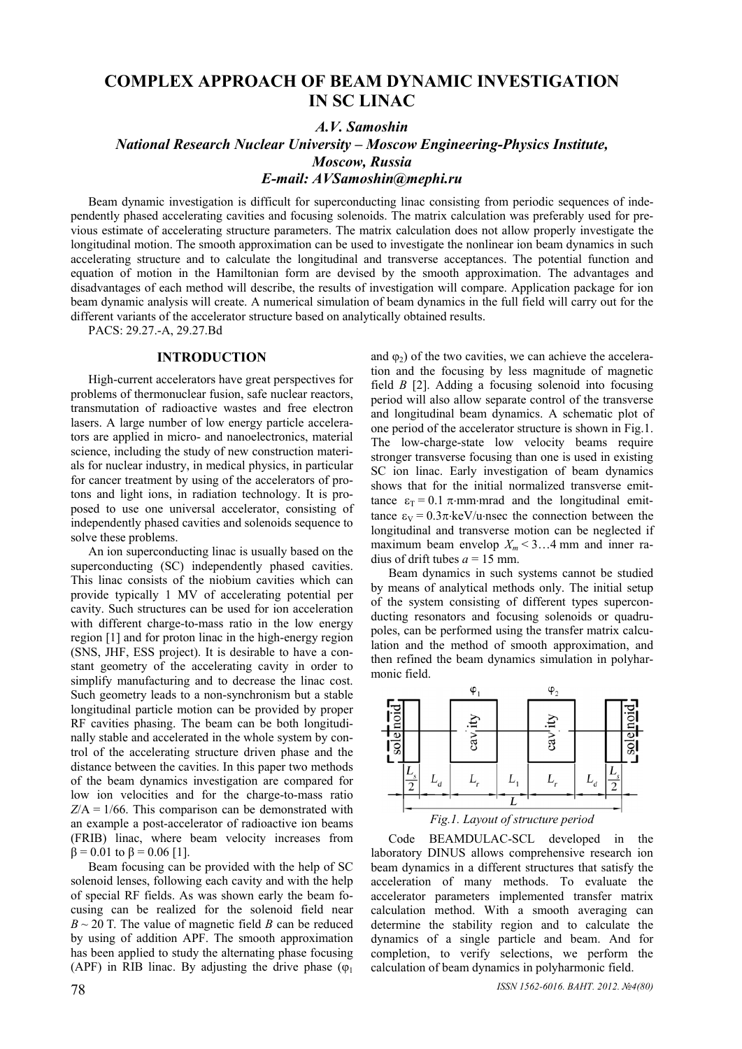# COMPLEX APPROACH OF BEAM DYNAMIC INVESTIGATION IN SC LINAC

*A.V. Samoshin*

*National Research Nuclear University – Moscow Engineering-Physics Institute, Moscow, Russia*

*E-mail: AVSamoshin@mephi.ru*

Beam dynamic investigation is difficult for superconducting linac consisting from periodic sequences of independently phased accelerating cavities and focusing solenoids. The matrix calculation was preferably used for previous estimate of accelerating structure parameters. The matrix calculation does not allow properly investigate the longitudinal motion. The smooth approximation can be used to investigate the nonlinear ion beam dynamics in such accelerating structure and to calculate the longitudinal and transverse acceptances. The potential function and equation of motion in the Hamiltonian form are devised by the smooth approximation. The advantages and disadvantages of each method will describe, the results of investigation will compare. Application package for ion beam dynamic analysis will create. A numerical simulation of beam dynamics in the full field will carry out for the different variants of the accelerator structure based on analytically obtained results.

PACS: 29.27.-A, 29.27.Bd

## INTRODUCTION

High-current accelerators have great perspectives for problems of thermonuclear fusion, safe nuclear reactors, transmutation of radioactive wastes and free electron lasers. A large number of low energy particle accelerators are applied in micro- and nanoelectronics, material science, including the study of new construction materials for nuclear industry, in medical physics, in particular for cancer treatment by using of the accelerators of protons and light ions, in radiation technology. It is proposed to use one universal accelerator, consisting of independently phased cavities and solenoids sequence to solve these problems.

An ion superconducting linac is usually based on the superconducting (SC) independently phased cavities. This linac consists of the niobium cavities which can provide typically 1 MV of accelerating potential per cavity. Such structures can be used for ion acceleration with different charge-to-mass ratio in the low energy region [1] and for proton linac in the high-energy region (SNS, JHF, ESS project). It is desirable to have a constant geometry of the accelerating cavity in order to simplify manufacturing and to decrease the linac cost. Such geometry leads to a non-synchronism but a stable longitudinal particle motion can be provided by proper RF cavities phasing. The beam can be both longitudinally stable and accelerated in the whole system by control of the accelerating structure driven phase and the distance between the cavities. In this paper two methods of the beam dynamics investigation are compared for low ion velocities and for the charge-to-mass ratio $Z/A = 1/66$. This comparison can be demonstrated with an example a post-accelerator of radioactive ion beams (FRIB) linac, where beam velocity increases from $\beta = 0.01$ to $\beta = 0.06$ [1].

Beam focusing can be provided with the help of SC solenoid lenses, following each cavity and with the help of special RF fields. As was shown early the beam focusing can be realized for the solenoid field near $B \sim 20$ T. The value of magnetic field $B$ can be reduced by using of addition APF. The smooth approximation has been applied to study the alternating phase focusing (APF) in RIB linac. By adjusting the drive phase ($\varphi_1$ and $\varphi_2$) of the two cavities, we can achieve the acceleration and the focusing by less magnitude of magnetic field $B$ [2]. Adding a focusing solenoid into focusing period will also allow separate control of the transverse and longitudinal beam dynamics. A schematic plot of one period of the accelerator structure is shown in Fig.1. The low-charge-state low velocity beams require stronger transverse focusing than one is used in existing SC ion linac. Early investigation of beam dynamics shows that for the initial normalized transverse emittance $\varepsilon_T = 0.1$ π·mm·mrad and the longitudinal emittance $\varepsilon_V = 0.3\pi$·keV/u·nsec the connection between the longitudinal and transverse motion can be neglected if maximum beam envelop $X_m < 3…4$ mm and inner radius of drift tubes $a = 15$ mm.

Beam dynamics in such systems cannot be studied by means of analytical methods only. The initial setup of the system consisting of different types superconducting resonators and focusing solenoids or quadrupoles, can be performed using the transfer matrix calculation and the method of smooth approximation, and then refined the beam dynamics simulation in polyharmonic field.

*Fig.1. Layout of structure period*

Code BEAMDULAC-SCL developed in the laboratory DINUS allows comprehensive research ion beam dynamics in a different structures that satisfy the acceleration of many methods. To evaluate the accelerator parameters implemented transfer matrix calculation method. With a smooth averaging can determine the stability region and to calculate the dynamics of a single particle and beam. And for completion, to verify selections, we perform the calculation of beam dynamics in polyharmonic field.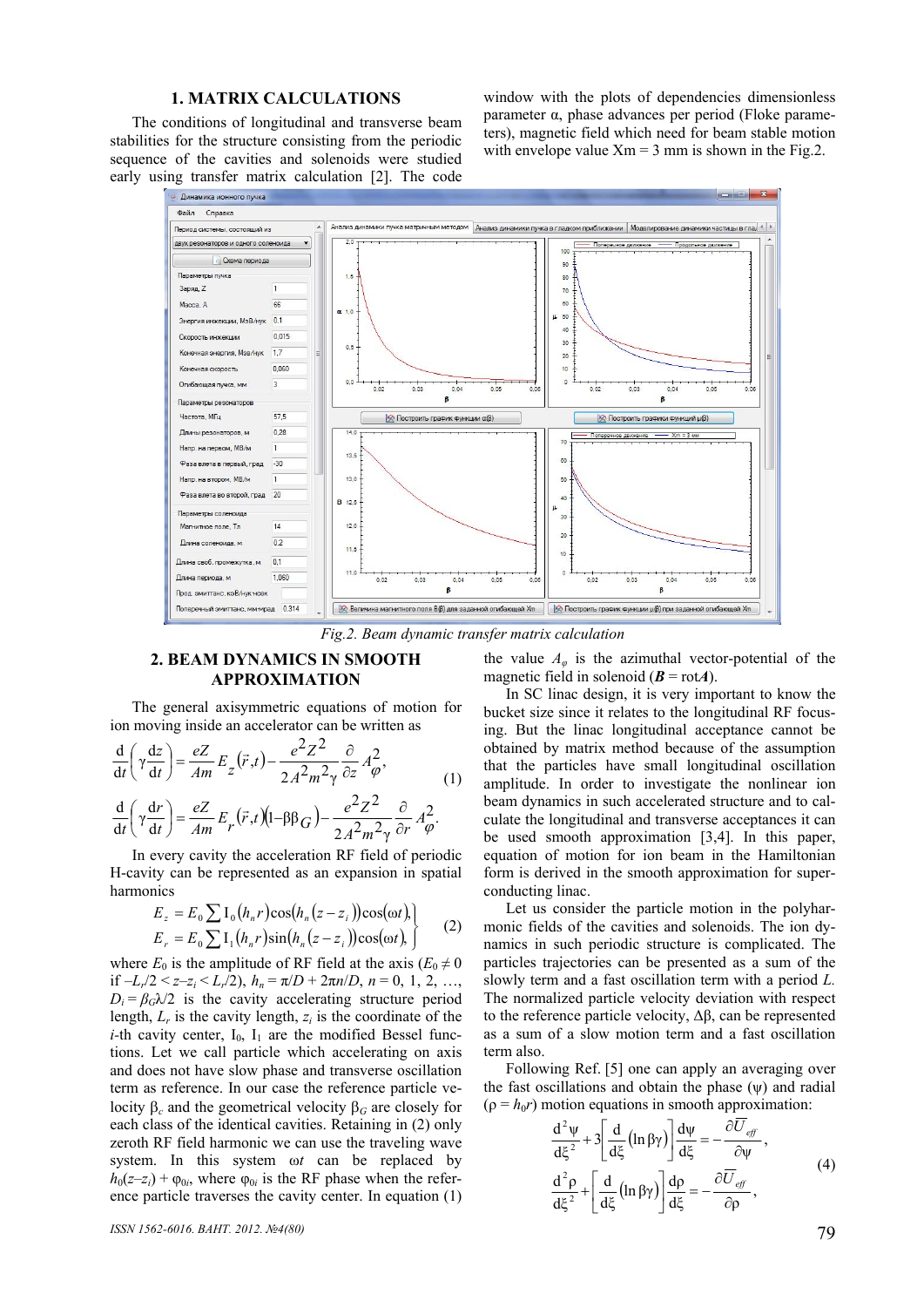## 1. MATRIX CALCULATIONS

The conditions of longitudinal and transverse beam stabilities for the structure consisting from the periodic sequence of the cavities and solenoids were studied early using transfer matrix calculation [2]. The code window with the plots of dependencies dimensionless parameter α, phase advances per period (Floke parameters), magnetic field which need for beam stable motion with envelope value Xm = 3 mm is shown in the Fig.2.

*Fig.2. Beam dynamic transfer matrix calculation*

## 2. BEAM DYNAMICS IN SMOOTH APPROXIMATION

The general axisymmetric equations of motion for ion moving inside an accelerator can be written as

$$
\begin{aligned}
\frac{\mathrm{d}}{\mathrm{d}t}\left(\gamma\frac{\mathrm{d}z}{\mathrm{d}t}\right) &= \frac{eZ}{Am}E_z(\vec{r},t) - \frac{e^2Z^2}{2A^2m^2\gamma}\frac{\partial}{\partial z}A_\varphi^2, \\
\frac{\mathrm{d}}{\mathrm{d}t}\left(\gamma\frac{\mathrm{d}r}{\mathrm{d}t}\right) &= \frac{eZ}{Am}E_r(\vec{r},t)(1-\beta\beta_G) - \frac{e^2Z^2}{2A^2m^2\gamma}\frac{\partial}{\partial r}A_\varphi^2.
\end{aligned}
\tag{1}
$$

In every cavity the acceleration RF field of periodic H-cavity can be represented as an expansion in spatial harmonics

$$
\left.
\begin{aligned}
E_z &= E_0\sum \mathrm{I}_0(h_n r)\cos(h_n(z-z_i))\cos(\omega t), \\
E_r &= E_0\sum \mathrm{I}_1(h_n r)\sin(h_n(z-z_i))\cos(\omega t),
\end{aligned}
\right\}
\tag{2}
$$

where $E_0$ is the amplitude of RF field at the axis ($E_0 \neq 0$ if $-L_r/2 < z - z_i < L_r/2$), $h_n = \pi/D + 2\pi n/D$, $n = 0, 1, 2, \ldots$, $D_i = \beta_G\lambda/2$ is the cavity accelerating structure period length, $L_r$ is the cavity length, $z_i$ is the coordinate of the $i$-th cavity center, $\mathrm{I}_0$, $\mathrm{I}_1$ are the modified Bessel functions. Let we call particle which accelerating on axis and does not have slow phase and transverse oscillation term as reference. In our case the reference particle velocity $\beta_c$ and the geometrical velocity $\beta_G$ are closely for each class of the identical cavities. Retaining in (2) only zeroth RF field harmonic we can use the traveling wave system. In this system $\omega t$ can be replaced by $h_0(z-z_i) + \varphi_{0i}$, where $\varphi_{0i}$ is the RF phase when the reference particle traverses the cavity center. In equation (1) the value $A_\varphi$ is the azimuthal vector-potential of the magnetic field in solenoid ($\boldsymbol{B} = \mathrm{rot}\boldsymbol{A}$).

In SC linac design, it is very important to know the bucket size since it relates to the longitudinal RF focusing. But the linac longitudinal acceptance cannot be obtained by matrix method because of the assumption that the particles have small longitudinal oscillation amplitude. In order to investigate the nonlinear ion beam dynamics in such accelerated structure and to calculate the longitudinal and transverse acceptances it can be used smooth approximation [3,4]. In this paper, equation of motion for ion beam in the Hamiltonian form is derived in the smooth approximation for superconducting linac.

Let us consider the particle motion in the polyharmonic fields of the cavities and solenoids. The ion dynamics in such periodic structure is complicated. The particles trajectories can be presented as a sum of the slowly term and a fast oscillation term with a period $L$. The normalized particle velocity deviation with respect to the reference particle velocity, $\Delta\beta$, can be represented as a sum of a slow motion term and a fast oscillation term also.

Following Ref. [5] one can apply an averaging over the fast oscillations and obtain the phase ($\psi$) and radial ($\rho = h_0 r$) motion equations in smooth approximation:

$$
\begin{aligned}
\frac{\mathrm{d}^2\psi}{\mathrm{d}\xi^2} + 3\left[\frac{\mathrm{d}}{\mathrm{d}\xi}(\ln\beta\gamma)\right]\frac{\mathrm{d}\psi}{\mathrm{d}\xi} &= -\frac{\partial \bar{U}_{eff}}{\partial\psi}, \\
\frac{\mathrm{d}^2\rho}{\mathrm{d}\xi^2} + \left[\frac{\mathrm{d}}{\mathrm{d}\xi}(\ln\beta\gamma)\right]\frac{\mathrm{d}\rho}{\mathrm{d}\xi} &= -\frac{\partial \bar{U}_{eff}}{\partial\rho},
\end{aligned}
\tag{4}
$$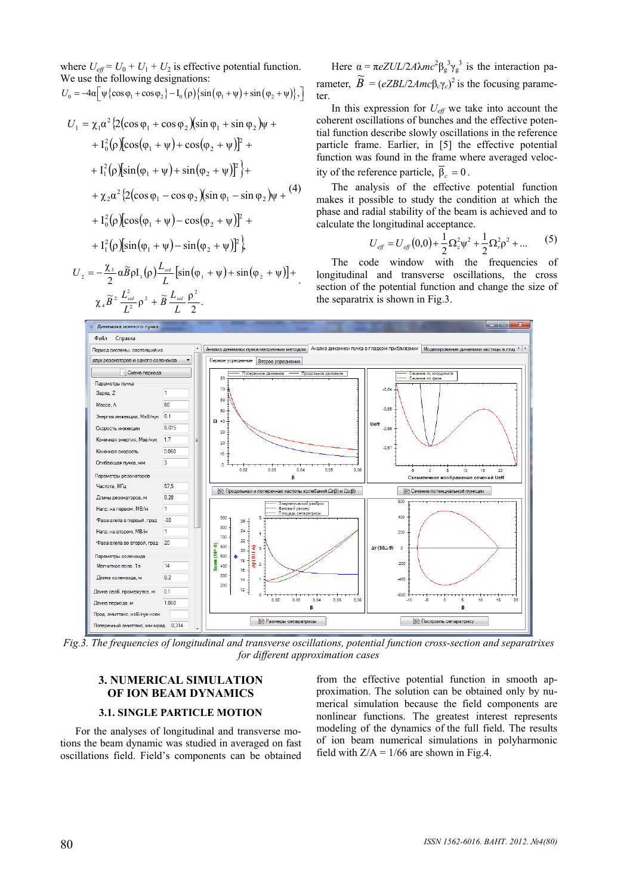where $U_{eff} = U_0 + U_1 + U_2$ is effective potential function. We use the following designations:

$$U_0 = -4\alpha\left[\psi\{\cos\varphi_1 + \cos\varphi_2\} - I_0(\rho)\{\sin(\varphi_1+\psi) + \sin(\varphi_2+\psi)\},\right]$$

$$\begin{aligned}
U_1 = {} & \chi_1\alpha^2\{2(\cos\varphi_1 + \cos\varphi_2)(\sin\varphi_1 + \sin\varphi_2)\psi + \\
& + I_0^2(\rho)[\cos(\varphi_1+\psi) + \cos(\varphi_2+\psi)]^2 + \\
& + I_1^2(\rho)[\sin(\varphi_1+\psi) + \sin(\varphi_2+\psi)]^2\} + \\
& + \chi_2\alpha^2\{2(\cos\varphi_1 - \cos\varphi_2)(\sin\varphi_1 - \sin\varphi_2)\psi + \\
& + I_0^2(\rho)[\cos(\varphi_1+\psi) - \cos(\varphi_2+\psi)]^2 + \\
& + I_1^2(\rho)[\sin(\varphi_1+\psi) - \sin(\varphi_2+\psi)]^2\}
\end{aligned} \quad (4)$$

$$U_2 = -\frac{\chi_3}{2}\alpha\tilde{B}\rho I_1(\rho)\frac{L_{sol}}{L}[\sin(\varphi_1+\psi) + \sin(\varphi_2+\psi)] + \chi_4\tilde{B}^2\frac{L_{sol}^2}{L^2}\rho^2 + \tilde{B}\frac{L_{sol}}{L}\frac{\rho^2}{2}.$$

Here $\alpha = \pi eZUL/2A\lambda mc^2\beta_g^{\ 3}\gamma_g^{\ 3}$ is the interaction parameter, $\tilde{B} = (eZBL/2Amc\beta_c\gamma_c)^2$ is the focusing parameter.

In this expression for $U_{eff}$ we take into account the coherent oscillations of bunches and the effective potential function describe slowly oscillations in the reference particle frame. Earlier, in [5] the effective potential function was found in the frame where averaged velocity of the reference particle, $\overline{\beta}_c = 0$.

The analysis of the effective potential function makes it possible to study the condition at which the phase and radial stability of the beam is achieved and to calculate the longitudinal acceptance.

$$U_{eff} = U_{eff}(0,0) + \frac{1}{2}\Omega_z^2\psi^2 + \frac{1}{2}\Omega_r^2\rho^2 + \ldots \quad (5)$$

The code window with the frequencies of longitudinal and transverse oscillations, the cross section of the potential function and change the size of the separatrix is shown in Fig.3.

*Fig.3. The frequencies of longitudinal and transverse oscillations, potential function cross-section and separatrixes for different approximation cases*

## 3. NUMERICAL SIMULATION OF ION BEAM DYNAMICS

### 3.1. SINGLE PARTICLE MOTION

For the analyses of longitudinal and transverse motions the beam dynamic was studied in averaged on fast oscillations field. Field's components can be obtained from the effective potential function in smooth approximation. The solution can be obtained only by numerical simulation because the field components are nonlinear functions. The greatest interest represents modeling of the dynamics of the full field. The results of ion beam numerical simulations in polyharmonic field with Z/A = 1/66 are shown in Fig.4.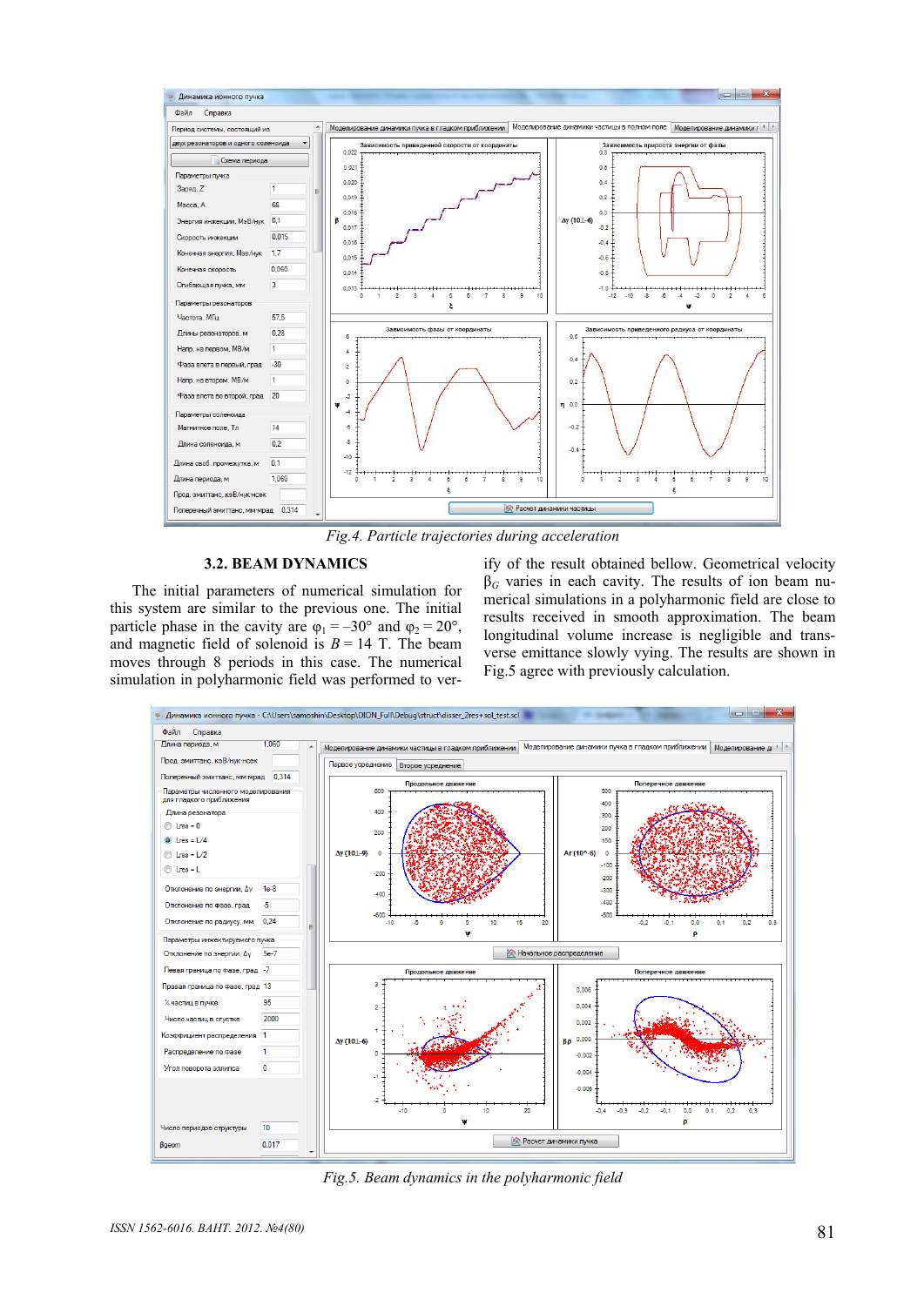*Fig.4. Particle trajectories during acceleration*

### 3.2. BEAM DYNAMICS

The initial parameters of numerical simulation for this system are similar to the previous one. The initial particle phase in the cavity are $\varphi_1 = -30°$ and $\varphi_2 = 20°$, and magnetic field of solenoid is $B = 14$ T. The beam moves through 8 periods in this case. The numerical simulation in polyharmonic field was performed to verify of the result obtained bellow. Geometrical velocity $\beta_G$ varies in each cavity. The results of ion beam numerical simulations in a polyharmonic field are close to results received in smooth approximation. The beam longitudinal volume increase is negligible and transverse emittance slowly vying. The results are shown in Fig.5 agree with previously calculation.

*Fig.5. Beam dynamics in the polyharmonic field*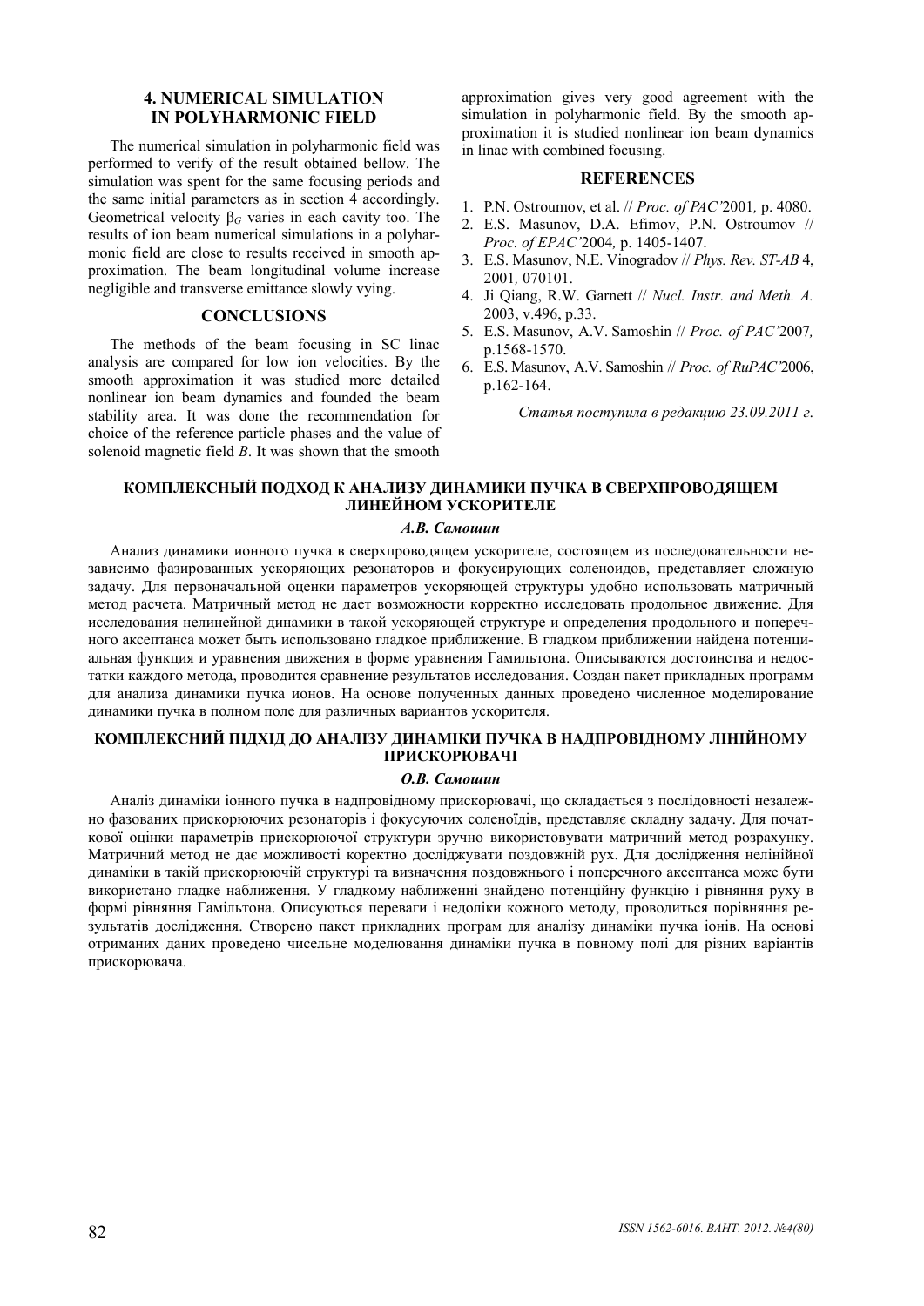## 4. NUMERICAL SIMULATION IN POLYHARMONIC FIELD

The numerical simulation in polyharmonic field was performed to verify of the result obtained bellow. The simulation was spent for the same focusing periods and the same initial parameters as in section 4 accordingly. Geometrical velocity $\beta_G$ varies in each cavity too. The results of ion beam numerical simulations in a polyharmonic field are close to results received in smooth approximation. The beam longitudinal volume increase negligible and transverse emittance slowly vying.

## CONCLUSIONS

The methods of the beam focusing in SC linac analysis are compared for low ion velocities. By the smooth approximation it was studied more detailed nonlinear ion beam dynamics and founded the beam stability area. It was done the recommendation for choice of the reference particle phases and the value of solenoid magnetic field $B$. It was shown that the smooth approximation gives very good agreement with the simulation in polyharmonic field. By the smooth approximation it is studied nonlinear ion beam dynamics in linac with combined focusing.

## REFERENCES

1. P.N. Ostroumov, et al. // *Proc. of PAC'*2001*,* p. 4080.
2. E.S. Masunov, D.A. Efimov, P.N. Ostroumov // *Proc. of EPAC'*2004*,* p. 1405-1407.
3. E.S. Masunov, N.E. Vinogradov // *Phys. Rev. ST-AB* 4, 2001*,* 070101.
4. Ji Qiang, R.W. Garnett // *Nucl. Instr. and Meth. A.* 2003, v.496, p.33.
5. E.S. Masunov, A.V. Samoshin // *Proc. of PAC'*2007*,* p.1568-1570.
6. E.S. Masunov, A.V. Samoshin // *Proc. of RuPAC'*2006, p.162-164.

*Статья поступила в редакцию 23.09.2011 г.*

## КОМПЛЕКСНЫЙ ПОДХОД К АНАЛИЗУ ДИНАМИКИ ПУЧКА В СВЕРХПРОВОДЯЩЕМ ЛИНЕЙНОМ УСКОРИТЕЛЕ

***А.В. Самошин***

Анализ динамики ионного пучка в сверхпроводящем ускорителе, состоящем из последовательности независимо фазированных ускоряющих резонаторов и фокусирующих соленоидов, представляет сложную задачу. Для первоначальной оценки параметров ускоряющей структуры удобно использовать матричный метод расчета. Матричный метод не дает возможности корректно исследовать продольное движение. Для исследования нелинейной динамики в такой ускоряющей структуре и определения продольного и поперечного аксептанса может быть использовано гладкое приближение. В гладком приближении найдена потенциальная функция и уравнения движения в форме уравнения Гамильтона. Описываются достоинства и недостатки каждого метода, проводится сравнение результатов исследования. Создан пакет прикладных программ для анализа динамики пучка ионов. На основе полученных данных проведено численное моделирование динамики пучка в полном поле для различных вариантов ускорителя.

## КОМПЛЕКСНИЙ ПІДХІД ДО АНАЛІЗУ ДИНАМІКИ ПУЧКА В НАДПРОВІДНОМУ ЛІНІЙНОМУ ПРИСКОРЮВАЧІ

***О.В. Самошин***

Аналіз динаміки іонного пучка в надпровідному прискорювачі, що складається з послідовності незалежно фазованих прискорюючих резонаторів і фокусуючих соленоїдів, представляє складну задачу. Для початкової оцінки параметрів прискорюючої структури зручно використовувати матричний метод розрахунку. Матричний метод не дає можливості коректно досліджувати поздовжній рух. Для дослідження нелінійної динаміки в такій прискорюючій структурі та визначення поздовжнього і поперечного аксептанса може бути використано гладке наближення. У гладкому наближенні знайдено потенційну функцію і рівняння руху в формі рівняння Гамільтона. Описуються переваги і недоліки кожного методу, проводиться порівняння результатів дослідження. Створено пакет прикладних програм для аналізу динаміки пучка іонів. На основі отриманих даних проведено чисельне моделювання динаміки пучка в повному полі для різних варіантів прискорювача.